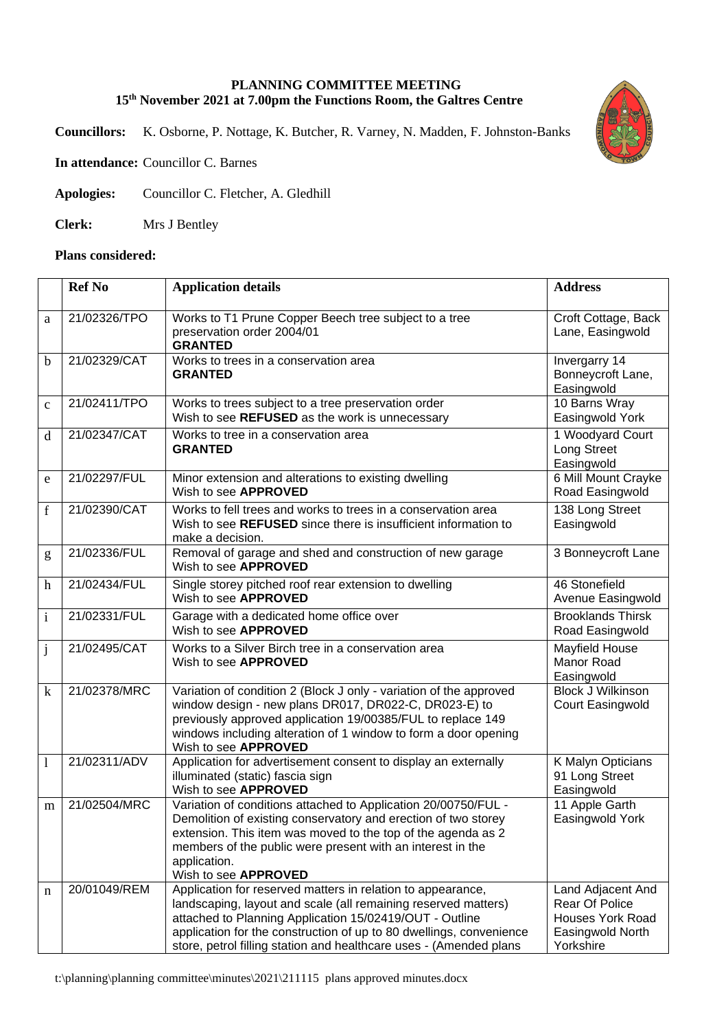**PLANNING COMMITTEE MEETING**
**15th November 2021 at 7.00pm the Functions Room, the Galtres Centre**

**Councillors:** K. Osborne, P. Nottage, K. Butcher, R. Varney, N. Madden, F. Johnston-Banks

**In attendance:** Councillor C. Barnes

**Apologies:** Councillor C. Fletcher, A. Gledhill

**Clerk:** Mrs J Bentley

**Plans considered:**

| | Ref No | Application details | Address |
|---|---|---|---|
| a | 21/02326/TPO | Works to T1 Prune Copper Beech tree subject to a tree preservation order 2004/01 **GRANTED** | Croft Cottage, Back Lane, Easingwold |
| b | 21/02329/CAT | Works to trees in a conservation area **GRANTED** | Invergarry 14 Bonneycroft Lane, Easingwold |
| c | 21/02411/TPO | Works to trees subject to a tree preservation order Wish to see **REFUSED** as the work is unnecessary | 10 Barns Wray Easingwold York |
| d | 21/02347/CAT | Works to tree in a conservation area **GRANTED** | 1 Woodyard Court Long Street Easingwold |
| e | 21/02297/FUL | Minor extension and alterations to existing dwelling Wish to see **APPROVED** | 6 Mill Mount Crayke Road Easingwold |
| f | 21/02390/CAT | Works to fell trees and works to trees in a conservation area Wish to see **REFUSED** since there is insufficient information to make a decision. | 138 Long Street Easingwold |
| g | 21/02336/FUL | Removal of garage and shed and construction of new garage Wish to see **APPROVED** | 3 Bonneycroft Lane |
| h | 21/02434/FUL | Single storey pitched roof rear extension to dwelling Wish to see **APPROVED** | 46 Stonefield Avenue Easingwold |
| i | 21/02331/FUL | Garage with a dedicated home office over Wish to see **APPROVED** | Brooklands Thirsk Road Easingwold |
| j | 21/02495/CAT | Works to a Silver Birch tree in a conservation area Wish to see **APPROVED** | Mayfield House Manor Road Easingwold |
| k | 21/02378/MRC | Variation of condition 2 (Block J only - variation of the approved window design - new plans DR017, DR022-C, DR023-E) to previously approved application 19/00385/FUL to replace 149 windows including alteration of 1 window to form a door opening Wish to see **APPROVED** | Block J Wilkinson Court Easingwold |
| l | 21/02311/ADV | Application for advertisement consent to display an externally illuminated (static) fascia sign Wish to see **APPROVED** | K Malyn Opticians 91 Long Street Easingwold |
| m | 21/02504/MRC | Variation of conditions attached to Application 20/00750/FUL - Demolition of existing conservatory and erection of two storey extension. This item was moved to the top of the agenda as 2 members of the public were present with an interest in the application. Wish to see **APPROVED** | 11 Apple Garth Easingwold York |
| n | 20/01049/REM | Application for reserved matters in relation to appearance, landscaping, layout and scale (all remaining reserved matters) attached to Planning Application 15/02419/OUT - Outline application for the construction of up to 80 dwellings, convenience store, petrol filling station and healthcare uses - (Amended plans | Land Adjacent And Rear Of Police Houses York Road Easingwold North Yorkshire |

t:\planning\planning committee\minutes\2021\211115 plans approved minutes.docx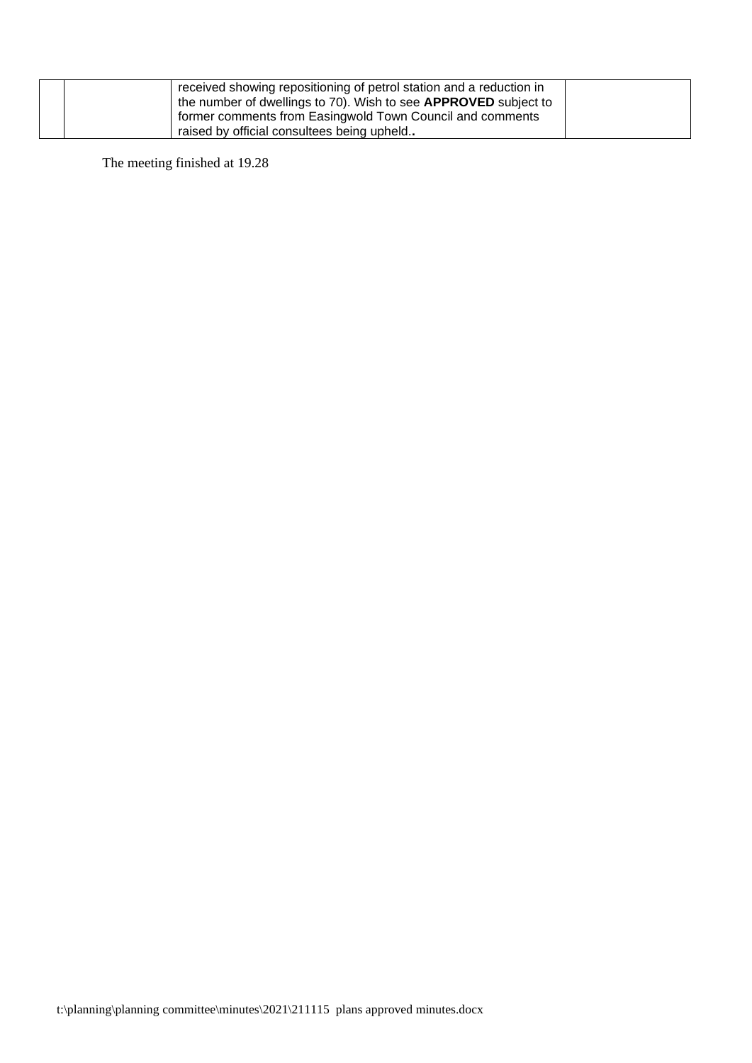| | | | |
|---|---|---|---|
| | | received showing repositioning of petrol station and a reduction in the number of dwellings to 70). Wish to see **APPROVED** subject to former comments from Easingwold Town Council and comments raised by official consultees being upheld.**.** | |

The meeting finished at 19.28

t:\planning\planning committee\minutes\2021\211115  plans approved minutes.docx